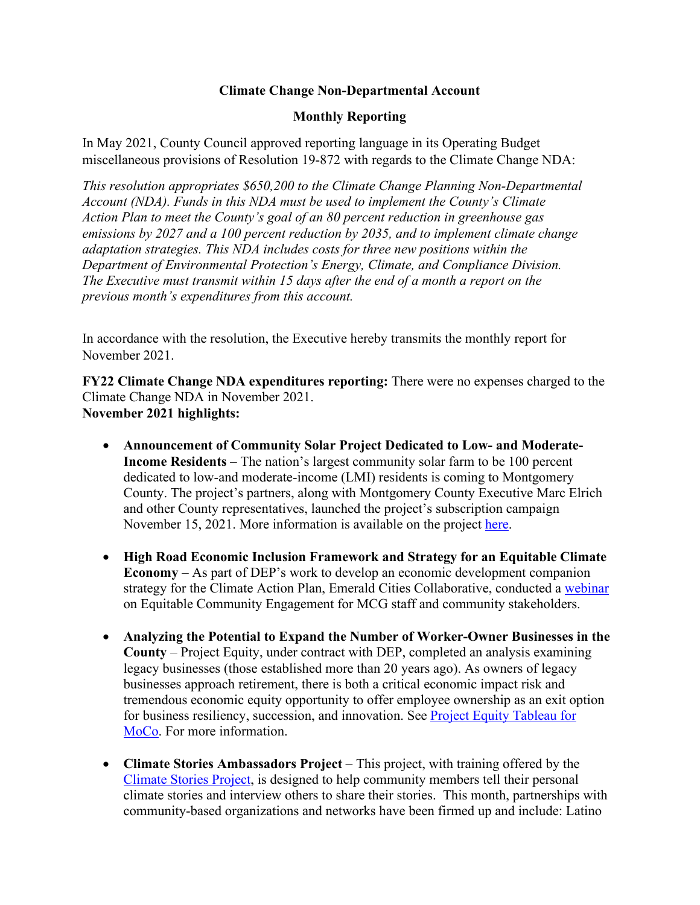**Climate Change Non-Departmental Account**

**Monthly Reporting**

In May 2021, County Council approved reporting language in its Operating Budget miscellaneous provisions of Resolution 19-872 with regards to the Climate Change NDA:

*This resolution appropriates $650,200 to the Climate Change Planning Non-Departmental Account (NDA). Funds in this NDA must be used to implement the County's Climate Action Plan to meet the County's goal of an 80 percent reduction in greenhouse gas emissions by 2027 and a 100 percent reduction by 2035, and to implement climate change adaptation strategies. This NDA includes costs for three new positions within the Department of Environmental Protection's Energy, Climate, and Compliance Division. The Executive must transmit within 15 days after the end of a month a report on the previous month's expenditures from this account.*

In accordance with the resolution, the Executive hereby transmits the monthly report for November 2021.

**FY22 Climate Change NDA expenditures reporting:** There were no expenses charged to the Climate Change NDA in November 2021.
**November 2021 highlights:**

- **Announcement of Community Solar Project Dedicated to Low- and Moderate-Income Residents** – The nation's largest community solar farm to be 100 percent dedicated to low-and moderate-income (LMI) residents is coming to Montgomery County. The project's partners, along with Montgomery County Executive Marc Elrich and other County representatives, launched the project's subscription campaign November 15, 2021. More information is available on the project here.

- **High Road Economic Inclusion Framework and Strategy for an Equitable Climate Economy** – As part of DEP's work to develop an economic development companion strategy for the Climate Action Plan, Emerald Cities Collaborative, conducted a webinar on Equitable Community Engagement for MCG staff and community stakeholders.

- **Analyzing the Potential to Expand the Number of Worker-Owner Businesses in the County** – Project Equity, under contract with DEP, completed an analysis examining legacy businesses (those established more than 20 years ago). As owners of legacy businesses approach retirement, there is both a critical economic impact risk and tremendous economic equity opportunity to offer employee ownership as an exit option for business resiliency, succession, and innovation. See Project Equity Tableau for MoCo. For more information.

- **Climate Stories Ambassadors Project** – This project, with training offered by the Climate Stories Project, is designed to help community members tell their personal climate stories and interview others to share their stories. This month, partnerships with community-based organizations and networks have been firmed up and include: Latino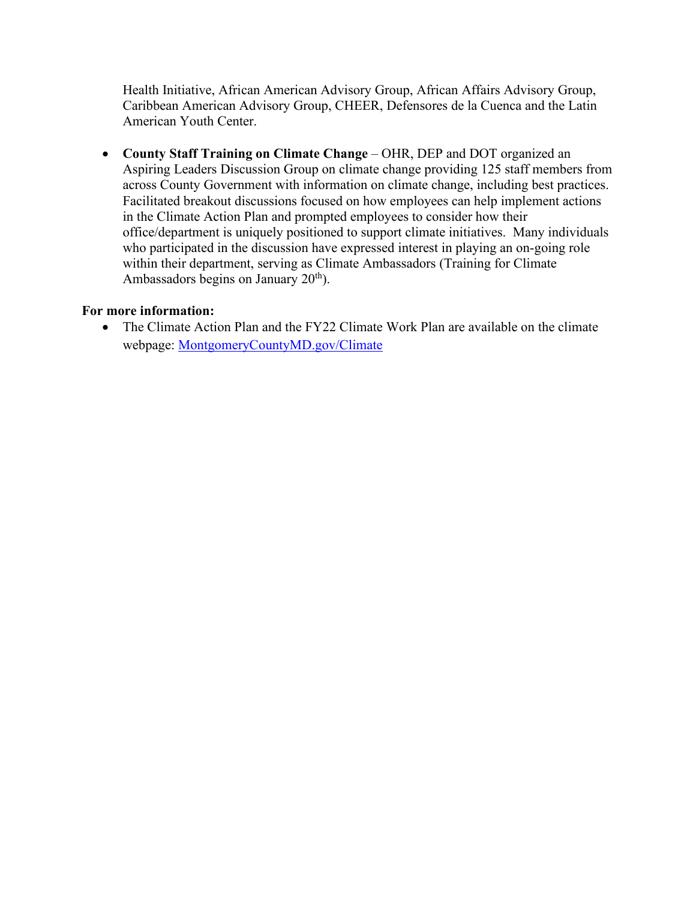Health Initiative, African American Advisory Group, African Affairs Advisory Group, Caribbean American Advisory Group, CHEER, Defensores de la Cuenca and the Latin American Youth Center.

- **County Staff Training on Climate Change** – OHR, DEP and DOT organized an Aspiring Leaders Discussion Group on climate change providing 125 staff members from across County Government with information on climate change, including best practices. Facilitated breakout discussions focused on how employees can help implement actions in the Climate Action Plan and prompted employees to consider how their office/department is uniquely positioned to support climate initiatives. Many individuals who participated in the discussion have expressed interest in playing an on-going role within their department, serving as Climate Ambassadors (Training for Climate Ambassadors begins on January 20th).

**For more information:**

- The Climate Action Plan and the FY22 Climate Work Plan are available on the climate webpage: [MontgomeryCountyMD.gov/Climate](MontgomeryCountyMD.gov/Climate)